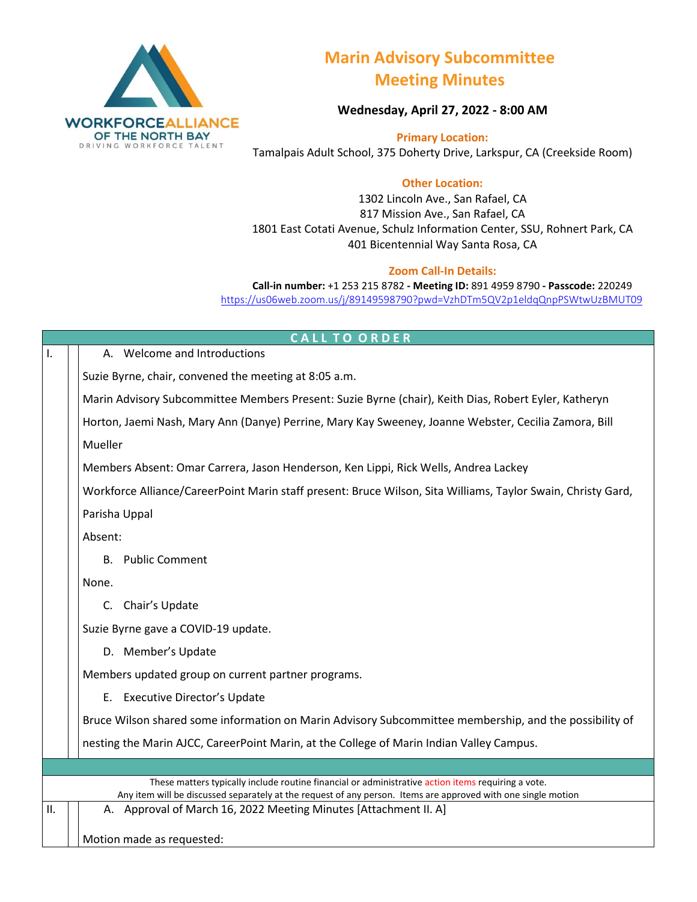WORKFORCE ALLIANCE OF THE NORTH BAY
DRIVING WORKFORCE TALENT

# Marin Advisory Subcommittee Meeting Minutes

**Wednesday, April 27, 2022 - 8:00 AM**

**Primary Location:**
Tamalpais Adult School, 375 Doherty Drive, Larkspur, CA (Creekside Room)

**Other Location:**
1302 Lincoln Ave., San Rafael, CA
817 Mission Ave., San Rafael, CA
1801 East Cotati Avenue, Schulz Information Center, SSU, Rohnert Park, CA
401 Bicentennial Way Santa Rosa, CA

**Zoom Call-In Details:**
**Call-in number:** +1 253 215 8782 **- Meeting ID:** 891 4959 8790 **- Passcode:** 220249
https://us06web.zoom.us/j/89149598790?pwd=VzhDTm5QV2p1eldqQnpPSWtwUzBMUT09

## CALL TO ORDER

I.

A. Welcome and Introductions

Suzie Byrne, chair, convened the meeting at 8:05 a.m.

Marin Advisory Subcommittee Members Present: Suzie Byrne (chair), Keith Dias, Robert Eyler, Katheryn Horton, Jaemi Nash, Mary Ann (Danye) Perrine, Mary Kay Sweeney, Joanne Webster, Cecilia Zamora, Bill Mueller

Members Absent: Omar Carrera, Jason Henderson, Ken Lippi, Rick Wells, Andrea Lackey

Workforce Alliance/CareerPoint Marin staff present: Bruce Wilson, Sita Williams, Taylor Swain, Christy Gard, Parisha Uppal

Absent:

B. Public Comment

None.

C. Chair's Update

Suzie Byrne gave a COVID-19 update.

D. Member's Update

Members updated group on current partner programs.

E. Executive Director's Update

Bruce Wilson shared some information on Marin Advisory Subcommittee membership, and the possibility of nesting the Marin AJCC, CareerPoint Marin, at the College of Marin Indian Valley Campus.

---

These matters typically include routine financial or administrative action items requiring a vote.
Any item will be discussed separately at the request of any person. Items are approved with one single motion

II.

A. Approval of March 16, 2022 Meeting Minutes [Attachment II. A]

Motion made as requested: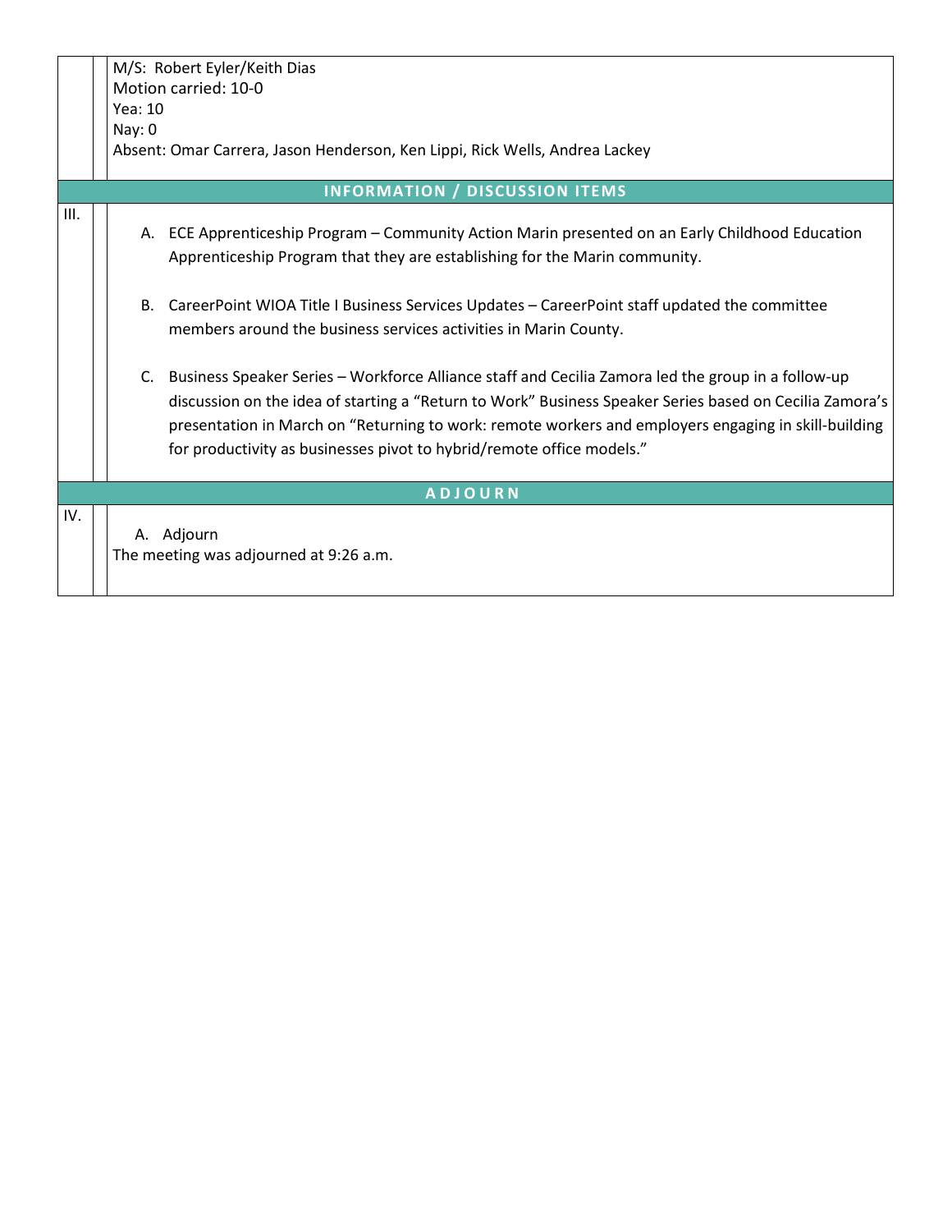M/S: Robert Eyler/Keith Dias
Motion carried: 10-0
Yea: 10
Nay: 0
Absent: Omar Carrera, Jason Henderson, Ken Lippi, Rick Wells, Andrea Lackey

## INFORMATION / DISCUSSION ITEMS

III.

A. ECE Apprenticeship Program – Community Action Marin presented on an Early Childhood Education Apprenticeship Program that they are establishing for the Marin community.

B. CareerPoint WIOA Title I Business Services Updates – CareerPoint staff updated the committee members around the business services activities in Marin County.

C. Business Speaker Series – Workforce Alliance staff and Cecilia Zamora led the group in a follow-up discussion on the idea of starting a "Return to Work" Business Speaker Series based on Cecilia Zamora's presentation in March on "Returning to work: remote workers and employers engaging in skill-building for productivity as businesses pivot to hybrid/remote office models."

## ADJOURN

IV.

A. Adjourn

The meeting was adjourned at 9:26 a.m.